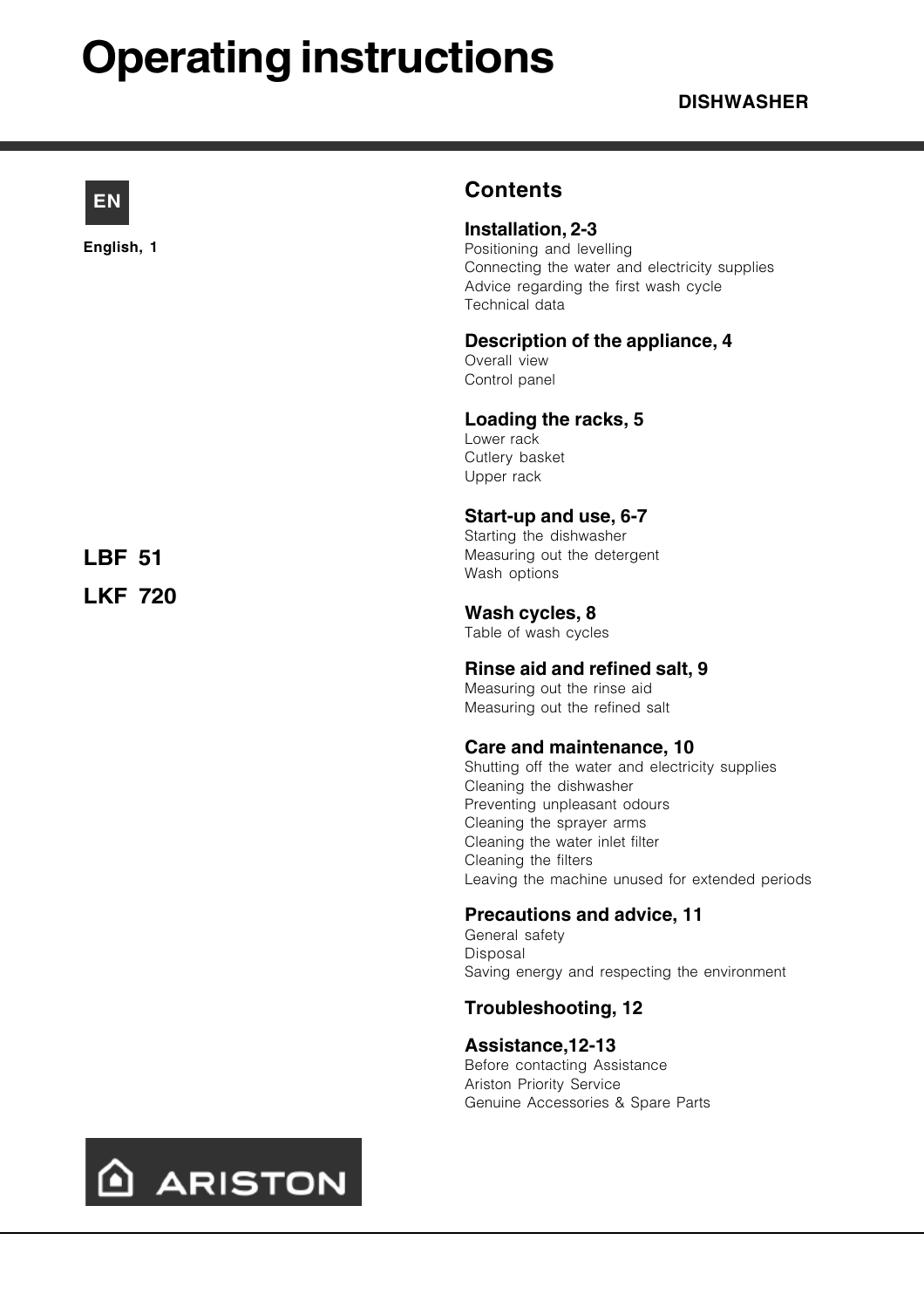# Operating instructions

**DISHWASHER**

**EN**

**English, 1**

**LBF 51**

**LKF 720**

## Contents

**Installation, 2-3**
Positioning and levelling
Connecting the water and electricity supplies
Advice regarding the first wash cycle
Technical data

**Description of the appliance, 4**
Overall view
Control panel

**Loading the racks, 5**
Lower rack
Cutlery basket
Upper rack

**Start-up and use, 6-7**
Starting the dishwasher
Measuring out the detergent
Wash options

**Wash cycles, 8**
Table of wash cycles

**Rinse aid and refined salt, 9**
Measuring out the rinse aid
Measuring out the refined salt

**Care and maintenance, 10**
Shutting off the water and electricity supplies
Cleaning the dishwasher
Preventing unpleasant odours
Cleaning the sprayer arms
Cleaning the water inlet filter
Cleaning the filters
Leaving the machine unused for extended periods

**Precautions and advice, 11**
General safety
Disposal
Saving energy and respecting the environment

**Troubleshooting, 12**

**Assistance,12-13**
Before contacting Assistance
Ariston Priority Service
Genuine Accessories & Spare Parts

ARISTON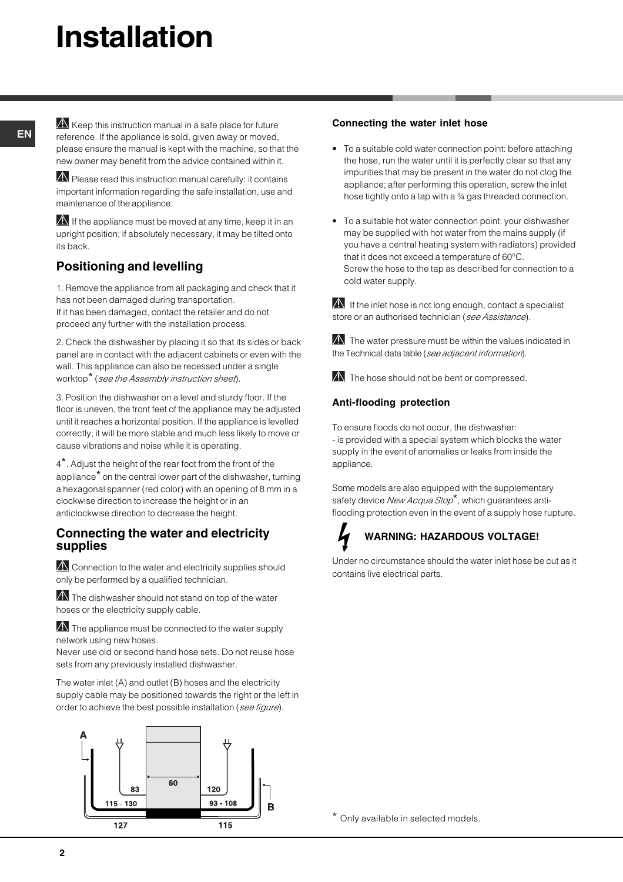# Installation

⚠ Keep this instruction manual in a safe place for future reference. If the appliance is sold, given away or moved, please ensure the manual is kept with the machine, so that the new owner may benefit from the advice contained within it.

⚠ Please read this instruction manual carefully: it contains important information regarding the safe installation, use and maintenance of the appliance.

⚠ If the appliance must be moved at any time, keep it in an upright position; if absolutely necessary, it may be tilted onto its back.

## Positioning and levelling

1. Remove the appliance from all packaging and check that it has not been damaged during transportation.
If it has been damaged, contact the retailer and do not proceed any further with the installation process.

2. Check the dishwasher by placing it so that its sides or back panel are in contact with the adjacent cabinets or even with the wall. This appliance can also be recessed under a single worktop* (*see the Assembly instruction sheet*).

3. Position the dishwasher on a level and sturdy floor. If the floor is uneven, the front feet of the appliance may be adjusted until it reaches a horizontal position. If the appliance is levelled correctly, it will be more stable and much less likely to move or cause vibrations and noise while it is operating.

4*. Adjust the height of the rear foot from the front of the appliance* on the central lower part of the dishwasher, turning a hexagonal spanner (red color) with an opening of 8 mm in a clockwise direction to increase the height or in an anticlockwise direction to decrease the height.

## Connecting the water and electricity supplies

⚠ Connection to the water and electricity supplies should only be performed by a qualified technician.

⚠ The dishwasher should not stand on top of the water hoses or the electricity supply cable.

⚠ The appliance must be connected to the water supply network using new hoses.
Never use old or second hand hose sets. Do not reuse hose sets from any previously installed dishwasher.

The water inlet (A) and outlet (B) hoses and the electricity supply cable may be positioned towards the right or the left in order to achieve the best possible installation (*see figure*).

A | 83 | 60 | 120 | 115 - 130 | 93 - 108 | B | 127 | 115

### Connecting the water inlet hose

- To a suitable cold water connection point: before attaching the hose, run the water until it is perfectly clear so that any impurities that may be present in the water do not clog the appliance; after performing this operation, screw the inlet hose tightly onto a tap with a ¾ gas threaded connection.
- To a suitable hot water connection point: your dishwasher may be supplied with hot water from the mains supply (if you have a central heating system with radiators) provided that it does not exceed a temperature of 60°C.
Screw the hose to the tap as described for connection to a cold water supply.

⚠ If the inlet hose is not long enough, contact a specialist store or an authorised technician (*see Assistance*).

⚠ The water pressure must be within the values indicated in the Technical data table (*see adjacent information*).

⚠ The hose should not be bent or compressed.

### Anti-flooding protection

To ensure floods do not occur, the dishwasher:
- is provided with a special system which blocks the water supply in the event of anomalies or leaks from inside the appliance.

Some models are also equipped with the supplementary safety device *New Acqua Stop**, which guarantees anti-flooding protection even in the event of a supply hose rupture.

**WARNING: HAZARDOUS VOLTAGE!**

Under no circumstance should the water inlet hose be cut as it contains live electrical parts.

* Only available in selected models.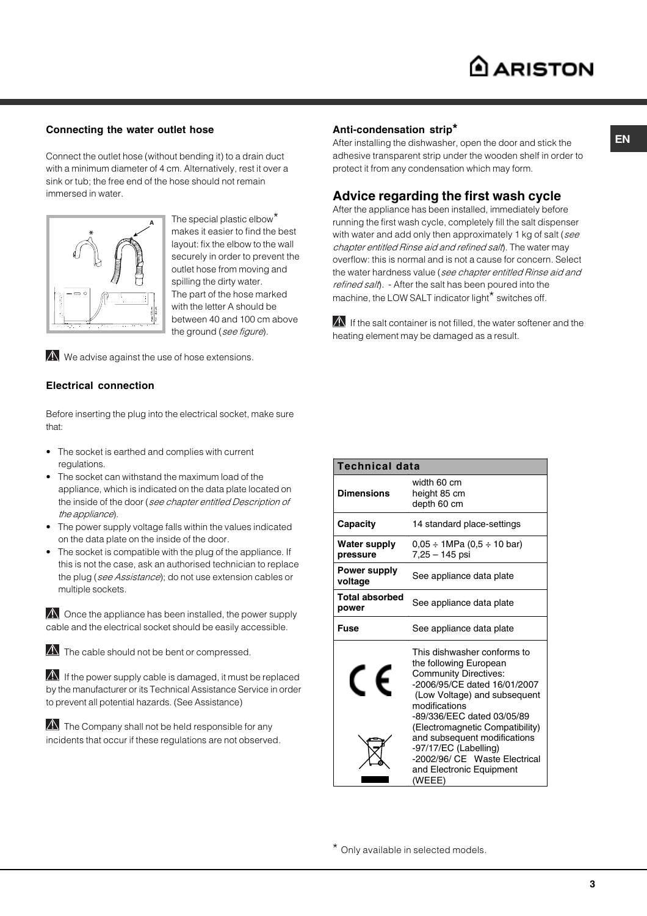### Connecting the water outlet hose

Connect the outlet hose (without bending it) to a drain duct with a minimum diameter of 4 cm. Alternatively, rest it over a sink or tub; the free end of the hose should not remain immersed in water.

The special plastic elbow* makes it easier to find the best layout: fix the elbow to the wall securely in order to prevent the outlet hose from moving and spilling the dirty water. The part of the hose marked with the letter A should be between 40 and 100 cm above the ground (*see figure*).

⚠ We advise against the use of hose extensions.

### Electrical connection

Before inserting the plug into the electrical socket, make sure that:

- The socket is earthed and complies with current regulations.
- The socket can withstand the maximum load of the appliance, which is indicated on the data plate located on the inside of the door (*see chapter entitled Description of the appliance*).
- The power supply voltage falls within the values indicated on the data plate on the inside of the door.
- The socket is compatible with the plug of the appliance. If this is not the case, ask an authorised technician to replace the plug (*see Assistance*); do not use extension cables or multiple sockets.

⚠ Once the appliance has been installed, the power supply cable and the electrical socket should be easily accessible.

⚠ The cable should not be bent or compressed.

⚠ If the power supply cable is damaged, it must be replaced by the manufacturer or its Technical Assistance Service in order to prevent all potential hazards. (See Assistance)

⚠ The Company shall not be held responsible for any incidents that occur if these regulations are not observed.

### Anti-condensation strip*

After installing the dishwasher, open the door and stick the adhesive transparent strip under the wooden shelf in order to protect it from any condensation which may form.

## Advice regarding the first wash cycle

After the appliance has been installed, immediately before running the first wash cycle, completely fill the salt dispenser with water and add only then approximately 1 kg of salt (*see chapter entitled Rinse aid and refined salt*). The water may overflow: this is normal and is not a cause for concern. Select the water hardness value (*see chapter entitled Rinse aid and refined salt*). - After the salt has been poured into the machine, the LOW SALT indicator light* switches off.

⚠ If the salt container is not filled, the water softener and the heating element may be damaged as a result.

| Technical data | |
|---|---|
| **Dimensions** | width 60 cm<br>height 85 cm<br>depth 60 cm |
| **Capacity** | 14 standard place-settings |
| **Water supply pressure** | 0,05 ÷ 1MPa (0,5 ÷ 10 bar)<br>7,25 – 145 psi |
| **Power supply voltage** | See appliance data plate |
| **Total absorbed power** | See appliance data plate |
| **Fuse** | See appliance data plate |
| CE | This dishwasher conforms to the following European Community Directives:<br>-2006/95/CE dated 16/01/2007 (Low Voltage) and subsequent modifications<br>-89/336/EEC dated 03/05/89 (Electromagnetic Compatibility) and subsequent modifications<br>-97/17/EC (Labelling)<br>-2002/96/ CE Waste Electrical and Electronic Equipment (WEEE) |

* Only available in selected models.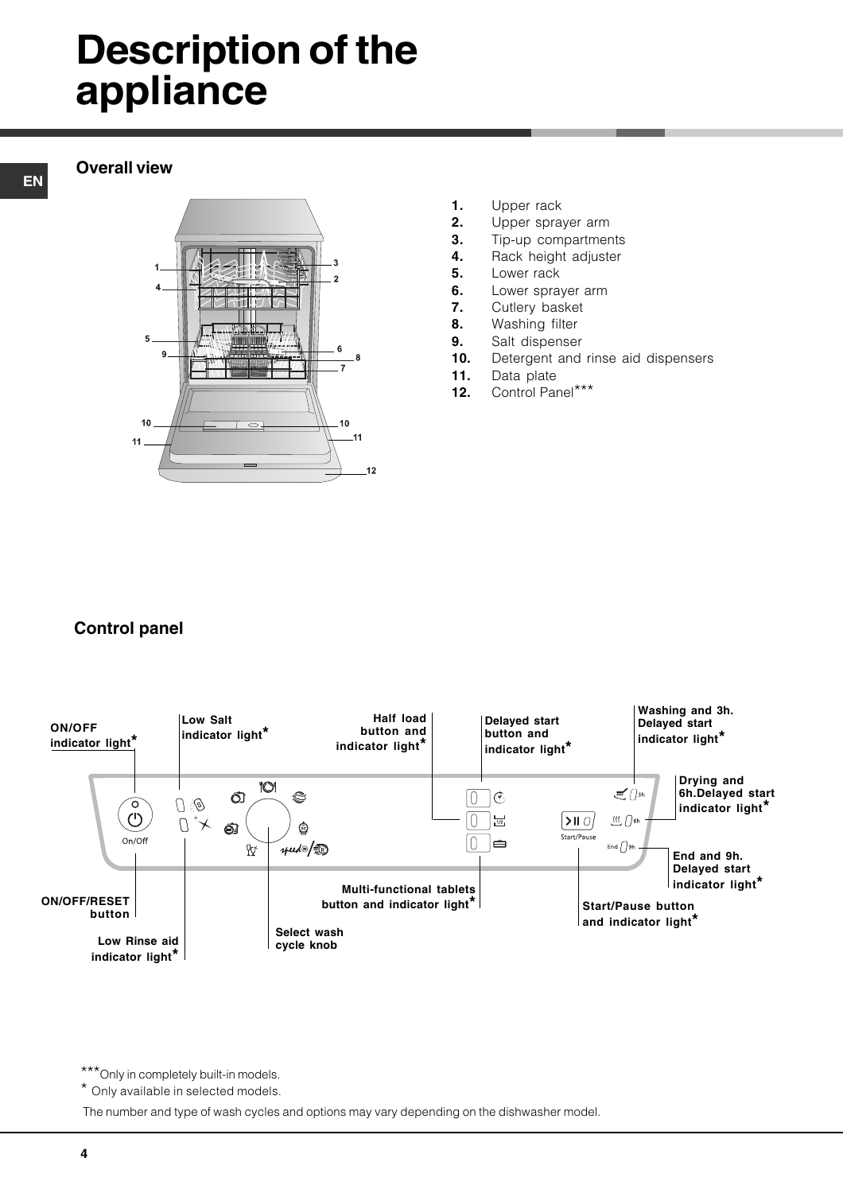# Description of the appliance

## Overall view

1. Upper rack
2. Upper sprayer arm
3. Tip-up compartments
4. Rack height adjuster
5. Lower rack
6. Lower sprayer arm
7. Cutlery basket
8. Washing filter
9. Salt dispenser
10. Detergent and rinse aid dispensers
11. Data plate
12. Control Panel***

## Control panel

- ON/OFF indicator light*
- Low Salt indicator light*
- Half load button and indicator light*
- Delayed start button and indicator light*
- Washing and 3h. Delayed start indicator light*
- Drying and 6h.Delayed start indicator light*
- End and 9h. Delayed start indicator light*
- Start/Pause button and indicator light*
- Multi-functional tablets button and indicator light*
- Select wash cycle knob
- ON/OFF/RESET button
- Low Rinse aid indicator light*

***Only in completely built-in models.

* Only available in selected models.

The number and type of wash cycles and options may vary depending on the dishwasher model.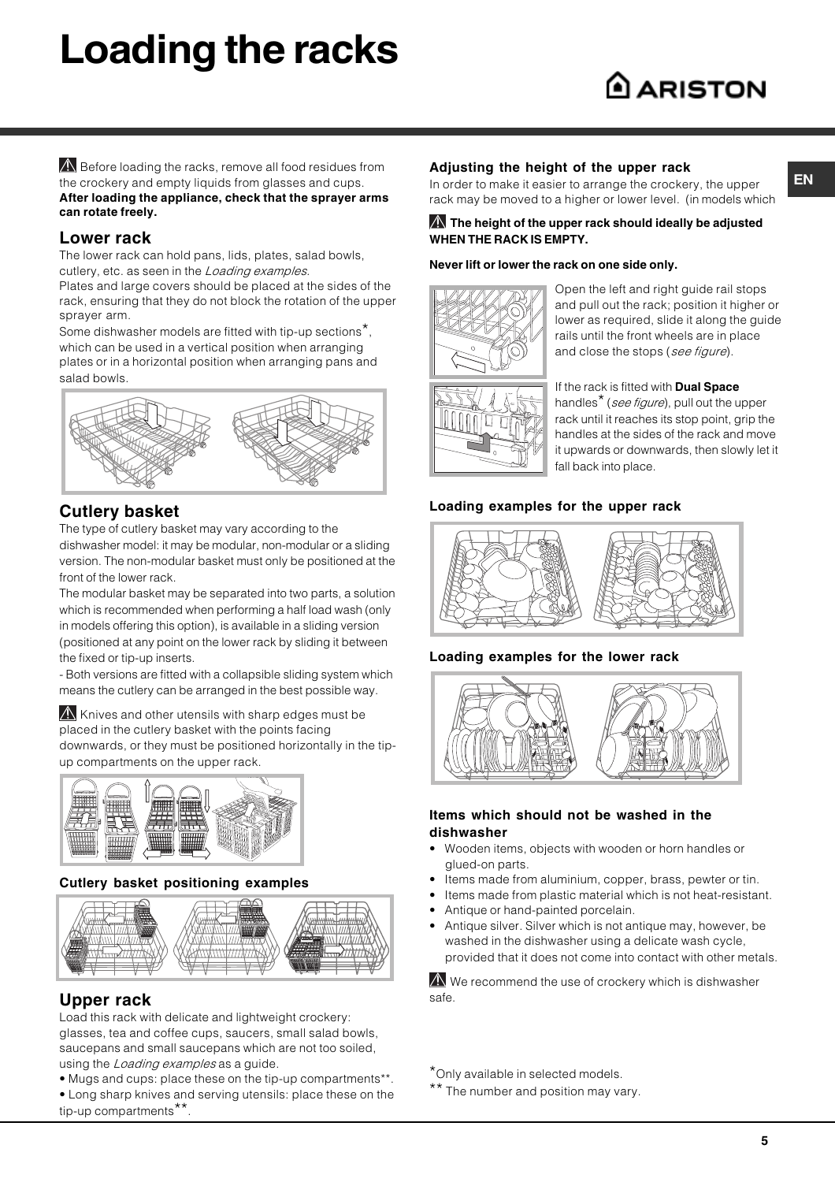# Loading the racks

⚠ Before loading the racks, remove all food residues from the crockery and empty liquids from glasses and cups. **After loading the appliance, check that the sprayer arms can rotate freely.**

## Lower rack

The lower rack can hold pans, lids, plates, salad bowls, cutlery, etc. as seen in the *Loading examples*.

Plates and large covers should be placed at the sides of the rack, ensuring that they do not block the rotation of the upper sprayer arm.

Some dishwasher models are fitted with tip-up sections*, which can be used in a vertical position when arranging plates or in a horizontal position when arranging pans and salad bowls.

## Cutlery basket

The type of cutlery basket may vary according to the dishwasher model: it may be modular, non-modular or a sliding version. The non-modular basket must only be positioned at the front of the lower rack.

The modular basket may be separated into two parts, a solution which is recommended when performing a half load wash (only in models offering this option), is available in a sliding version (positioned at any point on the lower rack by sliding it between the fixed or tip-up inserts.

- Both versions are fitted with a collapsible sliding system which means the cutlery can be arranged in the best possible way.

⚠ Knives and other utensils with sharp edges must be placed in the cutlery basket with the points facing downwards, or they must be positioned horizontally in the tip-up compartments on the upper rack.

**Cutlery basket positioning examples**

## Upper rack

Load this rack with delicate and lightweight crockery: glasses, tea and coffee cups, saucers, small salad bowls, saucepans and small saucepans which are not too soiled, using the *Loading examples* as a guide.

• Mugs and cups: place these on the tip-up compartments**.
• Long sharp knives and serving utensils: place these on the tip-up compartments**.

### Adjusting the height of the upper rack

In order to make it easier to arrange the crockery, the upper rack may be moved to a higher or lower level. (in models which

⚠ **The height of the upper rack should ideally be adjusted WHEN THE RACK IS EMPTY.**

**Never lift or lower the rack on one side only.**

Open the left and right guide rail stops and pull out the rack; position it higher or lower as required, slide it along the guide rails until the front wheels are in place and close the stops (*see figure*).

If the rack is fitted with **Dual Space** handles* (*see figure*), pull out the upper rack until it reaches its stop point, grip the handles at the sides of the rack and move it upwards or downwards, then slowly let it fall back into place.

**Loading examples for the upper rack**

**Loading examples for the lower rack**

### Items which should not be washed in the dishwasher

- Wooden items, objects with wooden or horn handles or glued-on parts.
- Items made from aluminium, copper, brass, pewter or tin.
- Items made from plastic material which is not heat-resistant.
- Antique or hand-painted porcelain.
- Antique silver. Silver which is not antique may, however, be washed in the dishwasher using a delicate wash cycle, provided that it does not come into contact with other metals.

⚠ We recommend the use of crockery which is dishwasher safe.

*Only available in selected models.
** The number and position may vary.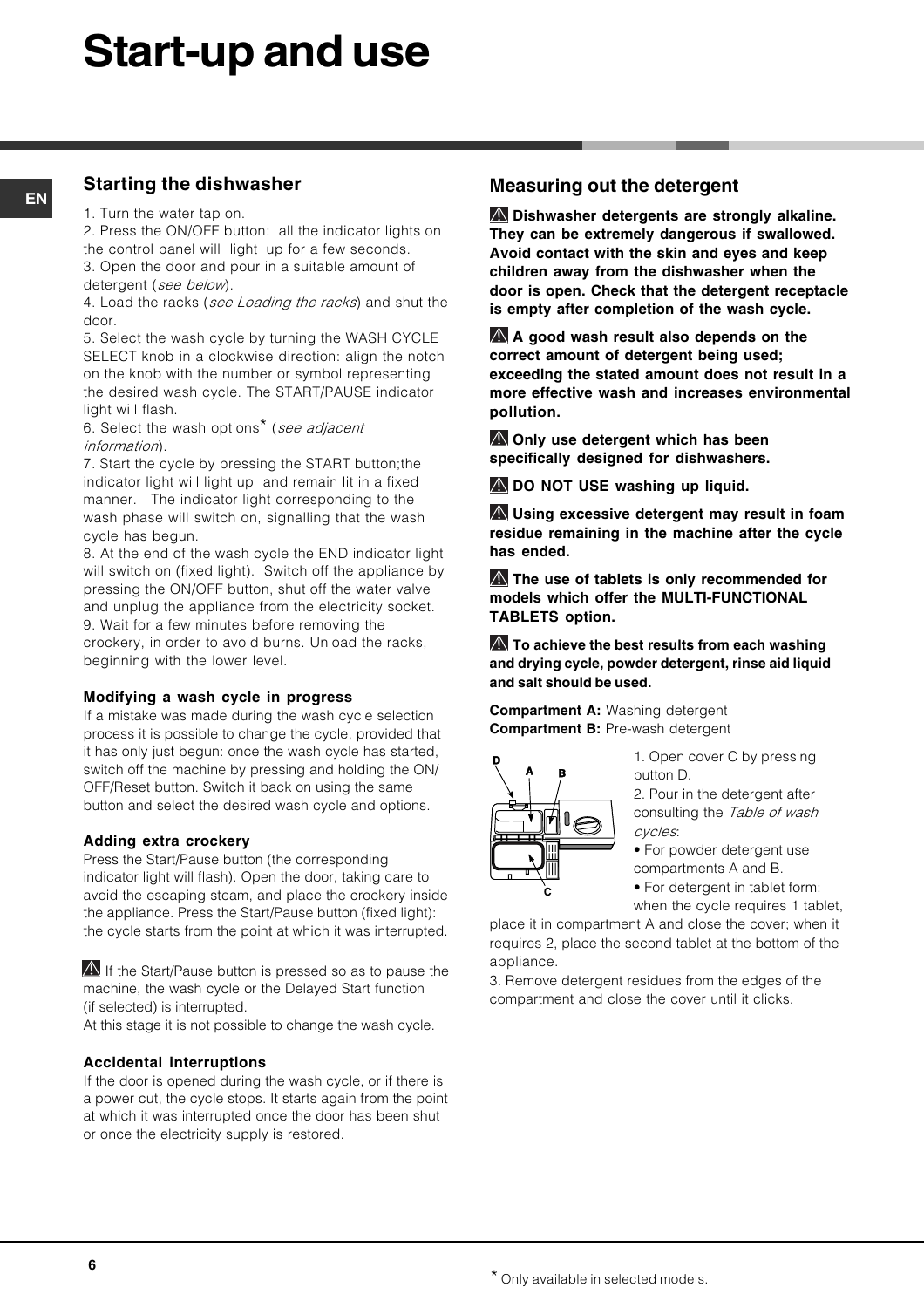# Start-up and use

## Starting the dishwasher

1. Turn the water tap on.
2. Press the ON/OFF button: all the indicator lights on the control panel will light up for a few seconds.
3. Open the door and pour in a suitable amount of detergent (*see below*).
4. Load the racks (*see Loading the racks*) and shut the door.
5. Select the wash cycle by turning the WASH CYCLE SELECT knob in a clockwise direction: align the notch on the knob with the number or symbol representing the desired wash cycle. The START/PAUSE indicator light will flash.
6. Select the wash options* (*see adjacent information*).
7. Start the cycle by pressing the START button;the indicator light will light up and remain lit in a fixed manner. The indicator light corresponding to the wash phase will switch on, signalling that the wash cycle has begun.
8. At the end of the wash cycle the END indicator light will switch on (fixed light). Switch off the appliance by pressing the ON/OFF button, shut off the water valve and unplug the appliance from the electricity socket.
9. Wait for a few minutes before removing the crockery, in order to avoid burns. Unload the racks, beginning with the lower level.

### Modifying a wash cycle in progress

If a mistake was made during the wash cycle selection process it is possible to change the cycle, provided that it has only just begun: once the wash cycle has started, switch off the machine by pressing and holding the ON/OFF/Reset button. Switch it back on using the same button and select the desired wash cycle and options.

### Adding extra crockery

Press the Start/Pause button (the corresponding indicator light will flash). Open the door, taking care to avoid the escaping steam, and place the crockery inside the appliance. Press the Start/Pause button (fixed light): the cycle starts from the point at which it was interrupted.

⚠ If the Start/Pause button is pressed so as to pause the machine, the wash cycle or the Delayed Start function (if selected) is interrupted.
At this stage it is not possible to change the wash cycle.

### Accidental interruptions

If the door is opened during the wash cycle, or if there is a power cut, the cycle stops. It starts again from the point at which it was interrupted once the door has been shut or once the electricity supply is restored.

## Measuring out the detergent

⚠ **Dishwasher detergents are strongly alkaline. They can be extremely dangerous if swallowed. Avoid contact with the skin and eyes and keep children away from the dishwasher when the door is open. Check that the detergent receptacle is empty after completion of the wash cycle.**

⚠ **A good wash result also depends on the correct amount of detergent being used; exceeding the stated amount does not result in a more effective wash and increases environmental pollution.**

⚠ **Only use detergent which has been specifically designed for dishwashers.**

⚠ **DO NOT USE washing up liquid.**

⚠ **Using excessive detergent may result in foam residue remaining in the machine after the cycle has ended.**

⚠ **The use of tablets is only recommended for models which offer the MULTI-FUNCTIONAL TABLETS option.**

⚠ **To achieve the best results from each washing and drying cycle, powder detergent, rinse aid liquid and salt should be used.**

**Compartment A:** Washing detergent
**Compartment B:** Pre-wash detergent

1. Open cover C by pressing button D.
2. Pour in the detergent after consulting the *Table of wash cycles*:
   - For powder detergent use compartments A and B.
   - For detergent in tablet form: when the cycle requires 1 tablet, place it in compartment A and close the cover; when it requires 2, place the second tablet at the bottom of the appliance.
3. Remove detergent residues from the edges of the compartment and close the cover until it clicks.

* Only available in selected models.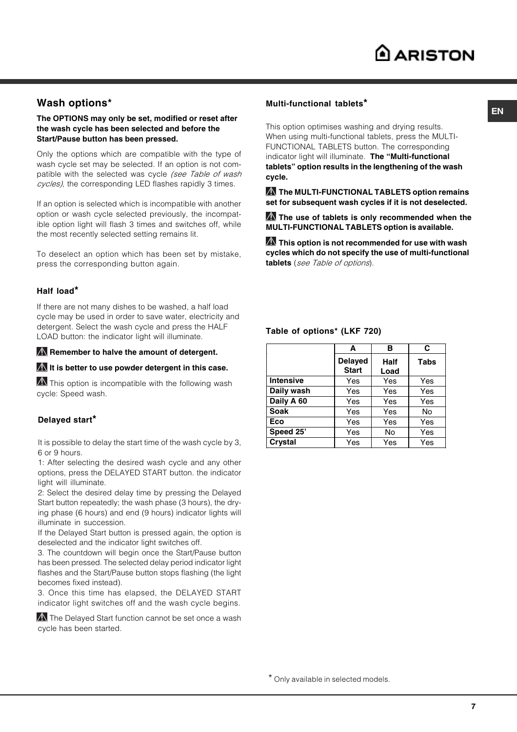## Wash options*

**The OPTIONS may only be set, modified or reset after the wash cycle has been selected and before the Start/Pause button has been pressed.**

Only the options which are compatible with the type of wash cycle set may be selected. If an option is not compatible with the selected was cycle *(see Table of wash cycles)*, the corresponding LED flashes rapidly 3 times.

If an option is selected which is incompatible with another option or wash cycle selected previously, the incompatible option light will flash 3 times and switches off, while the most recently selected setting remains lit.

To deselect an option which has been set by mistake, press the corresponding button again.

### Half load*

If there are not many dishes to be washed, a half load cycle may be used in order to save water, electricity and detergent. Select the wash cycle and press the HALF LOAD button: the indicator light will illuminate.

⚠ **Remember to halve the amount of detergent.**

⚠ **It is better to use powder detergent in this case.**

⚠ This option is incompatible with the following wash cycle: Speed wash.

### Delayed start*

It is possible to delay the start time of the wash cycle by 3, 6 or 9 hours.

1: After selecting the desired wash cycle and any other options, press the DELAYED START button. the indicator light will illuminate.

2: Select the desired delay time by pressing the Delayed Start button repeatedly; the wash phase (3 hours), the drying phase (6 hours) and end (9 hours) indicator lights will illuminate in succession.

If the Delayed Start button is pressed again, the option is deselected and the indicator light switches off.

3. The countdown will begin once the Start/Pause button has been pressed. The selected delay period indicator light flashes and the Start/Pause button stops flashing (the light becomes fixed instead).

3. Once this time has elapsed, the DELAYED START indicator light switches off and the wash cycle begins.

⚠ The Delayed Start function cannot be set once a wash cycle has been started.

### Multi-functional tablets*

This option optimises washing and drying results. When using multi-functional tablets, press the MULTI-FUNCTIONAL TABLETS button. The corresponding indicator light will illuminate. **The "Multi-functional tablets" option results in the lengthening of the wash cycle.**

⚠ **The MULTI-FUNCTIONAL TABLETS option remains set for subsequent wash cycles if it is not deselected.**

⚠ **The use of tablets is only recommended when the MULTI-FUNCTIONAL TABLETS option is available.**

⚠ **This option is not recommended for use with wash cycles which do not specify the use of multi-functional tablets** (*see Table of options*).

### Table of options* (LKF 720)

| | A | B | C |
|---|---|---|---|
| | **Delayed Start** | **Half Load** | **Tabs** |
| **Intensive** | Yes | Yes | Yes |
| **Daily wash** | Yes | Yes | Yes |
| **Daily A 60** | Yes | Yes | Yes |
| **Soak** | Yes | Yes | No |
| **Eco** | Yes | Yes | Yes |
| **Speed 25'** | Yes | No | Yes |
| **Crystal** | Yes | Yes | Yes |

* Only available in selected models.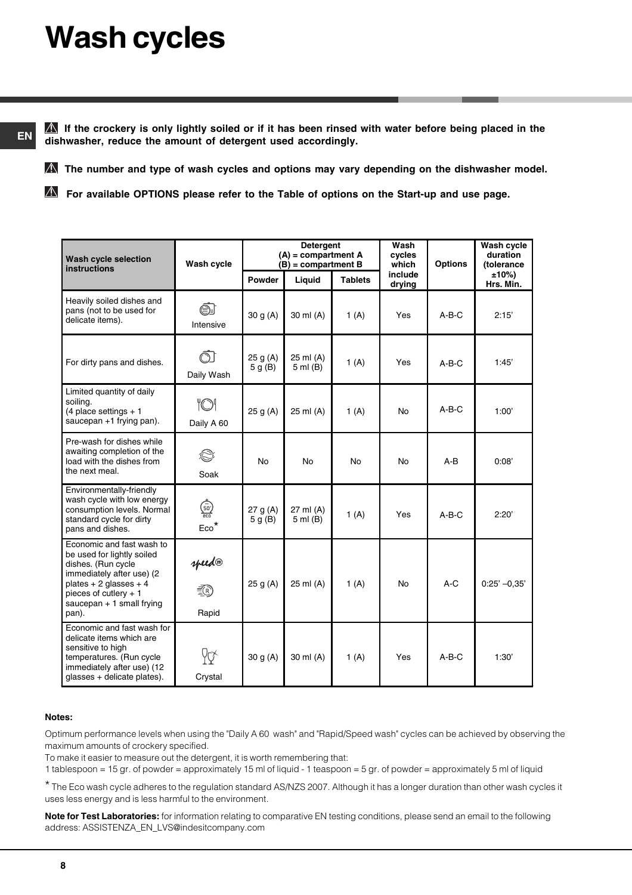# Wash cycles

**If the crockery is only lightly soiled or if it has been rinsed with water before being placed in the dishwasher, reduce the amount of detergent used accordingly.**

**The number and type of wash cycles and options may vary depending on the dishwasher model.**

**For available OPTIONS please refer to the Table of options on the Start-up and use page.**

| Wash cycle selection instructions | Wash cycle | Detergent (A) = compartment A (B) = compartment B | | | Wash cycles which include drying | Options | Wash cycle duration (tolerance ±10%) Hrs. Min. |
|---|---|---|---|---|---|---|---|
| | | Powder | Liquid | Tablets | | | |
| Heavily soiled dishes and pans (not to be used for delicate items). | Intensive | 30 g (A) | 30 ml (A) | 1 (A) | Yes | A-B-C | 2:15' |
| For dirty pans and dishes. | Daily Wash | 25 g (A) 5 g (B) | 25 ml (A) 5 ml (B) | 1 (A) | Yes | A-B-C | 1:45' |
| Limited quantity of daily soiling. (4 place settings + 1 saucepan +1 frying pan). | Daily A 60 | 25 g (A) | 25 ml (A) | 1 (A) | No | A-B-C | 1:00' |
| Pre-wash for dishes while awaiting completion of the load with the dishes from the next meal. | Soak | No | No | No | No | A-B | 0:08' |
| Environmentally-friendly wash cycle with low energy consumption levels. Normal standard cycle for dirty pans and dishes. | Eco* | 27 g (A) 5 g (B) | 27 ml (A) 5 ml (B) | 1 (A) | Yes | A-B-C | 2:20' |
| Economic and fast wash to be used for lightly soiled dishes. (Run cycle immediately after use) (2 plates + 2 glasses + 4 pieces of cutlery + 1 saucepan + 1 small frying pan). | speed Rapid | 25 g (A) | 25 ml (A) | 1 (A) | No | A-C | 0:25' –0,35' |
| Economic and fast wash for delicate items which are sensitive to high temperatures. (Run cycle immediately after use) (12 glasses + delicate plates). | Crystal | 30 g (A) | 30 ml (A) | 1 (A) | Yes | A-B-C | 1:30' |

**Notes:**

Optimum performance levels when using the "Daily A 60 wash" and "Rapid/Speed wash" cycles can be achieved by observing the maximum amounts of crockery specified.

To make it easier to measure out the detergent, it is worth remembering that:

1 tablespoon = 15 gr. of powder = approximately 15 ml of liquid - 1 teaspoon = 5 gr. of powder = approximately 5 ml of liquid

* The Eco wash cycle adheres to the regulation standard AS/NZS 2007. Although it has a longer duration than other wash cycles it uses less energy and is less harmful to the environment.

**Note for Test Laboratories:** for information relating to comparative EN testing conditions, please send an email to the following address: ASSISTENZA_EN_LVS@indesitcompany.com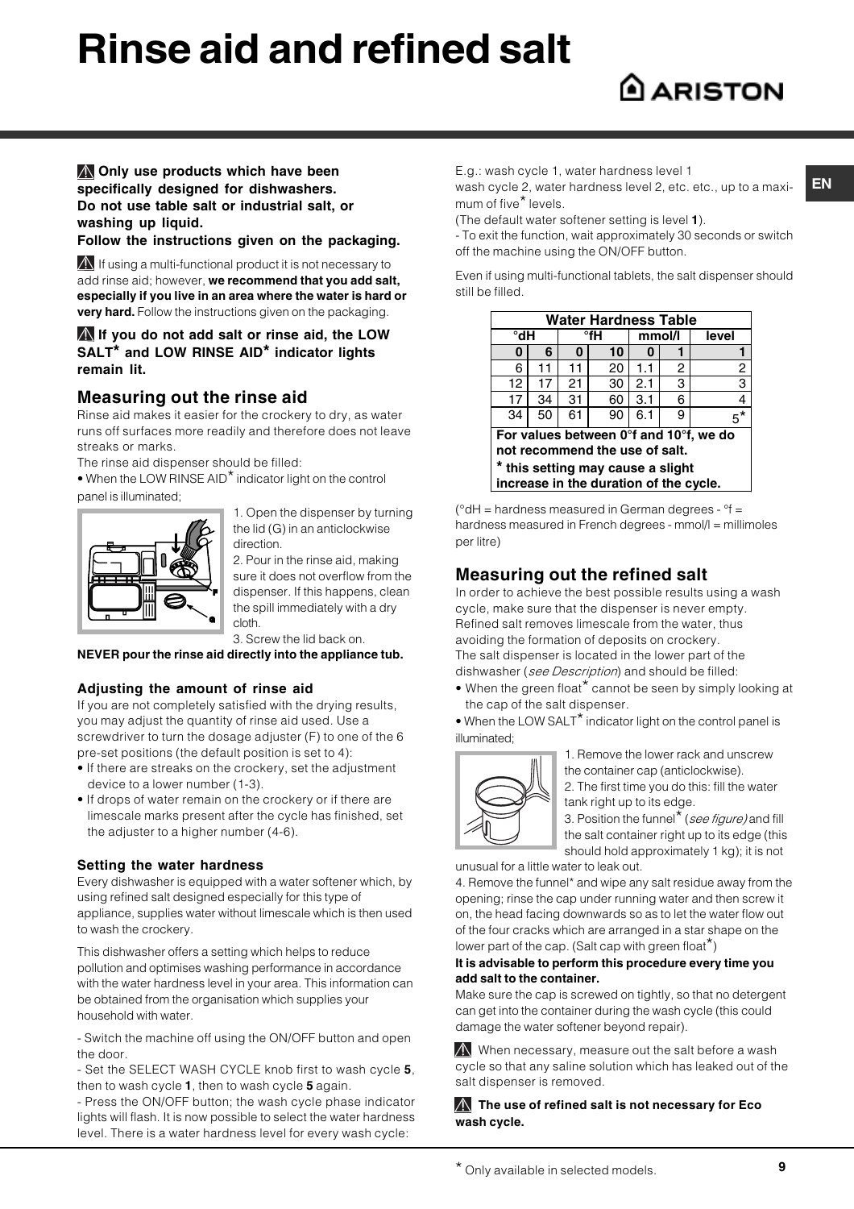# Rinse aid and refined salt

**⚠ Only use products which have been specifically designed for dishwashers. Do not use table salt or industrial salt, or washing up liquid. Follow the instructions given on the packaging.**

⚠ If using a multi-functional product it is not necessary to add rinse aid; however, **we recommend that you add salt, especially if you live in an area where the water is hard or very hard.** Follow the instructions given on the packaging.

**⚠ If you do not add salt or rinse aid, the LOW SALT* and LOW RINSE AID* indicator lights remain lit.**

## Measuring out the rinse aid

Rinse aid makes it easier for the crockery to dry, as water runs off surfaces more readily and therefore does not leave streaks or marks.

The rinse aid dispenser should be filled:

- When the LOW RINSE AID* indicator light on the control panel is illuminated;

1. Open the dispenser by turning the lid (G) in an anticlockwise direction.
2. Pour in the rinse aid, making sure it does not overflow from the dispenser. If this happens, clean the spill immediately with a dry cloth.
3. Screw the lid back on.

**NEVER pour the rinse aid directly into the appliance tub.**

### Adjusting the amount of rinse aid

If you are not completely satisfied with the drying results, you may adjust the quantity of rinse aid used. Use a screwdriver to turn the dosage adjuster (F) to one of the 6 pre-set positions (the default position is set to 4):

- If there are streaks on the crockery, set the adjustment device to a lower number (1-3).
- If drops of water remain on the crockery or if there are limescale marks present after the cycle has finished, set the adjuster to a higher number (4-6).

### Setting the water hardness

Every dishwasher is equipped with a water softener which, by using refined salt designed especially for this type of appliance, supplies water without limescale which is then used to wash the crockery.

This dishwasher offers a setting which helps to reduce pollution and optimises washing performance in accordance with the water hardness level in your area. This information can be obtained from the organisation which supplies your household with water.

- Switch the machine off using the ON/OFF button and open the door.
- Set the SELECT WASH CYCLE knob first to wash cycle **5**, then to wash cycle **1**, then to wash cycle **5** again.
- Press the ON/OFF button; the wash cycle phase indicator lights will flash. It is now possible to select the water hardness level. There is a water hardness level for every wash cycle:

E.g.: wash cycle 1, water hardness level 1
wash cycle 2, water hardness level 2, etc. etc., up to a maximum of five* levels.
(The default water softener setting is level **1**).

- To exit the function, wait approximately 30 seconds or switch off the machine using the ON/OFF button.

Even if using multi-functional tablets, the salt dispenser should still be filled.

| Water Hardness Table | | | | | | |
|---|---|---|---|---|---|---|
| °dH | | °fH | | mmol/l | | level |
| **0** | **6** | **0** | **10** | **0** | **1** | **1** |
| 6 | 11 | 11 | 20 | 1.1 | 2 | 2 |
| 12 | 17 | 21 | 30 | 2.1 | 3 | 3 |
| 17 | 34 | 31 | 60 | 3.1 | 6 | 4 |
| 34 | 50 | 61 | 90 | 6.1 | 9 | 5* |

**For values between 0°f and 10°f, we do not recommend the use of salt.**
**\* this setting may cause a slight increase in the duration of the cycle.**

(°dH = hardness measured in German degrees - °f = hardness measured in French degrees - mmol/l = millimoles per litre)

## Measuring out the refined salt

In order to achieve the best possible results using a wash cycle, make sure that the dispenser is never empty. Refined salt removes limescale from the water, thus avoiding the formation of deposits on crockery.

The salt dispenser is located in the lower part of the dishwasher (*see Description*) and should be filled:

- When the green float* cannot be seen by simply looking at the cap of the salt dispenser.
- When the LOW SALT* indicator light on the control panel is illuminated;

1. Remove the lower rack and unscrew the container cap (anticlockwise).
2. The first time you do this: fill the water tank right up to its edge.
3. Position the funnel* (*see figure)* and fill the salt container right up to its edge (this should hold approximately 1 kg); it is not unusual for a little water to leak out.
4. Remove the funnel* and wipe any salt residue away from the opening; rinse the cap under running water and then screw it on, the head facing downwards so as to let the water flow out of the four cracks which are arranged in a star shape on the lower part of the cap. (Salt cap with green float*)

**It is advisable to perform this procedure every time you add salt to the container.**

Make sure the cap is screwed on tightly, so that no detergent can get into the container during the wash cycle (this could damage the water softener beyond repair).

⚠ When necessary, measure out the salt before a wash cycle so that any saline solution which has leaked out of the salt dispenser is removed.

**⚠ The use of refined salt is not necessary for Eco wash cycle.**

\* Only available in selected models.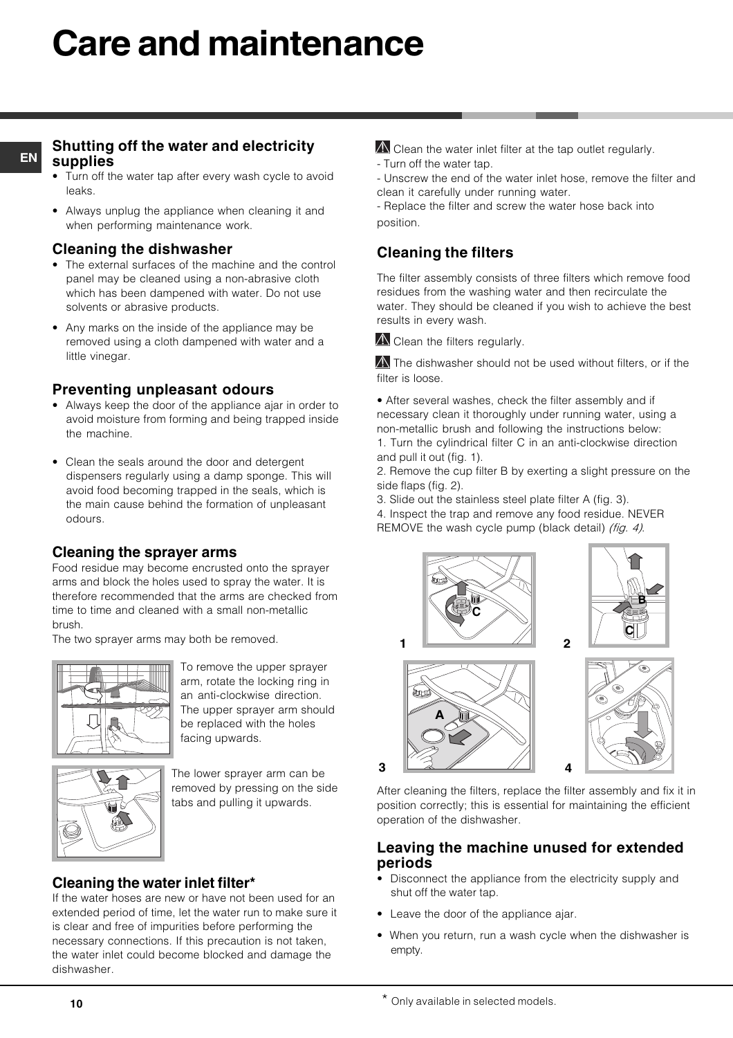# Care and maintenance

## Shutting off the water and electricity supplies

- Turn off the water tap after every wash cycle to avoid leaks.
- Always unplug the appliance when cleaning it and when performing maintenance work.

## Cleaning the dishwasher

- The external surfaces of the machine and the control panel may be cleaned using a non-abrasive cloth which has been dampened with water. Do not use solvents or abrasive products.
- Any marks on the inside of the appliance may be removed using a cloth dampened with water and a little vinegar.

## Preventing unpleasant odours

- Always keep the door of the appliance ajar in order to avoid moisture from forming and being trapped inside the machine.
- Clean the seals around the door and detergent dispensers regularly using a damp sponge. This will avoid food becoming trapped in the seals, which is the main cause behind the formation of unpleasant odours.

## Cleaning the sprayer arms

Food residue may become encrusted onto the sprayer arms and block the holes used to spray the water. It is therefore recommended that the arms are checked from time to time and cleaned with a small non-metallic brush.

The two sprayer arms may both be removed.

To remove the upper sprayer arm, rotate the locking ring in an anti-clockwise direction. The upper sprayer arm should be replaced with the holes facing upwards.

The lower sprayer arm can be removed by pressing on the side tabs and pulling it upwards.

## Cleaning the water inlet filter*

If the water hoses are new or have not been used for an extended period of time, let the water run to make sure it is clear and free of impurities before performing the necessary connections. If this precaution is not taken, the water inlet could become blocked and damage the dishwasher.

⚠ Clean the water inlet filter at the tap outlet regularly.

- Turn off the water tap.
- Unscrew the end of the water inlet hose, remove the filter and clean it carefully under running water.
- Replace the filter and screw the water hose back into position.

## Cleaning the filters

The filter assembly consists of three filters which remove food residues from the washing water and then recirculate the water. They should be cleaned if you wish to achieve the best results in every wash.

⚠ Clean the filters regularly.

⚠ The dishwasher should not be used without filters, or if the filter is loose.

- After several washes, check the filter assembly and if necessary clean it thoroughly under running water, using a non-metallic brush and following the instructions below:

1. Turn the cylindrical filter C in an anti-clockwise direction and pull it out (fig. 1).
2. Remove the cup filter B by exerting a slight pressure on the side flaps (fig. 2).
3. Slide out the stainless steel plate filter A (fig. 3).
4. Inspect the trap and remove any food residue. NEVER REMOVE the wash cycle pump (black detail) *(fig. 4)*.

After cleaning the filters, replace the filter assembly and fix it in position correctly; this is essential for maintaining the efficient operation of the dishwasher.

## Leaving the machine unused for extended periods

- Disconnect the appliance from the electricity supply and shut off the water tap.
- Leave the door of the appliance ajar.
- When you return, run a wash cycle when the dishwasher is empty.

* Only available in selected models.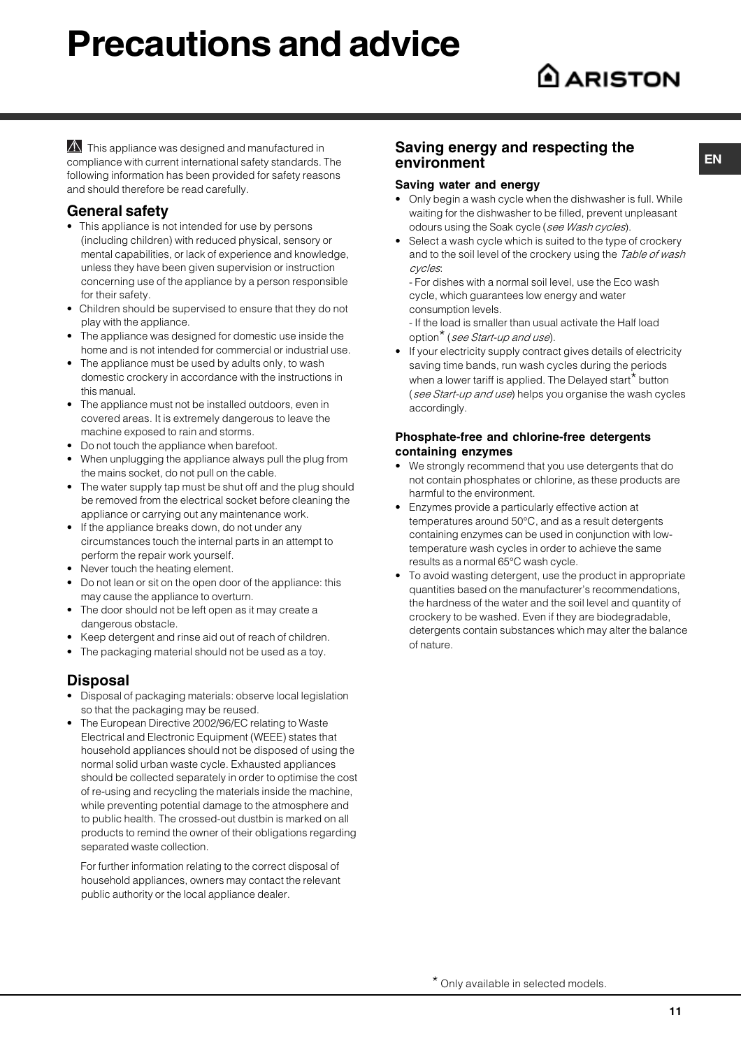# Precautions and advice

⚠ This appliance was designed and manufactured in compliance with current international safety standards. The following information has been provided for safety reasons and should therefore be read carefully.

## General safety

- This appliance is not intended for use by persons (including children) with reduced physical, sensory or mental capabilities, or lack of experience and knowledge, unless they have been given supervision or instruction concerning use of the appliance by a person responsible for their safety.
- Children should be supervised to ensure that they do not play with the appliance.
- The appliance was designed for domestic use inside the home and is not intended for commercial or industrial use.
- The appliance must be used by adults only, to wash domestic crockery in accordance with the instructions in this manual.
- The appliance must not be installed outdoors, even in covered areas. It is extremely dangerous to leave the machine exposed to rain and storms.
- Do not touch the appliance when barefoot.
- When unplugging the appliance always pull the plug from the mains socket, do not pull on the cable.
- The water supply tap must be shut off and the plug should be removed from the electrical socket before cleaning the appliance or carrying out any maintenance work.
- If the appliance breaks down, do not under any circumstances touch the internal parts in an attempt to perform the repair work yourself.
- Never touch the heating element.
- Do not lean or sit on the open door of the appliance: this may cause the appliance to overturn.
- The door should not be left open as it may create a dangerous obstacle.
- Keep detergent and rinse aid out of reach of children.
- The packaging material should not be used as a toy.

## Disposal

- Disposal of packaging materials: observe local legislation so that the packaging may be reused.
- The European Directive 2002/96/EC relating to Waste Electrical and Electronic Equipment (WEEE) states that household appliances should not be disposed of using the normal solid urban waste cycle. Exhausted appliances should be collected separately in order to optimise the cost of re-using and recycling the materials inside the machine, while preventing potential damage to the atmosphere and to public health. The crossed-out dustbin is marked on all products to remind the owner of their obligations regarding separated waste collection.

  For further information relating to the correct disposal of household appliances, owners may contact the relevant public authority or the local appliance dealer.

## Saving energy and respecting the environment

### Saving water and energy

- Only begin a wash cycle when the dishwasher is full. While waiting for the dishwasher to be filled, prevent unpleasant odours using the Soak cycle (*see Wash cycles*).
- Select a wash cycle which is suited to the type of crockery and to the soil level of the crockery using the *Table of wash cycles*:

  - For dishes with a normal soil level, use the Eco wash cycle, which guarantees low energy and water consumption levels.

  - If the load is smaller than usual activate the Half load option* (*see Start-up and use*).
- If your electricity supply contract gives details of electricity saving time bands, run wash cycles during the periods when a lower tariff is applied. The Delayed start* button (*see Start-up and use*) helps you organise the wash cycles accordingly.

### Phosphate-free and chlorine-free detergents containing enzymes

- We strongly recommend that you use detergents that do not contain phosphates or chlorine, as these products are harmful to the environment.
- Enzymes provide a particularly effective action at temperatures around 50°C, and as a result detergents containing enzymes can be used in conjunction with low-temperature wash cycles in order to achieve the same results as a normal 65°C wash cycle.
- To avoid wasting detergent, use the product in appropriate quantities based on the manufacturer's recommendations, the hardness of the water and the soil level and quantity of crockery to be washed. Even if they are biodegradable, detergents contain substances which may alter the balance of nature.

\* Only available in selected models.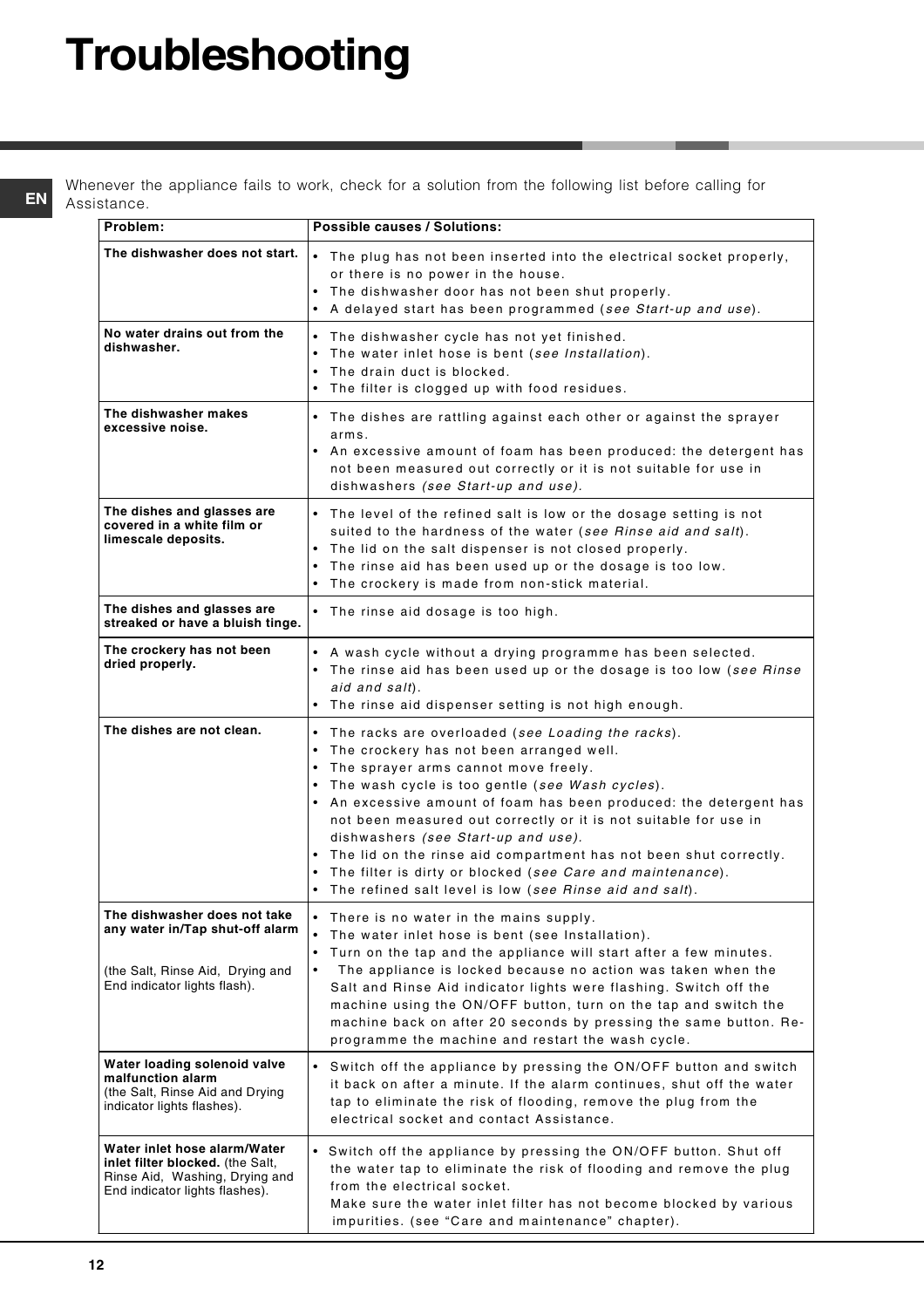# Troubleshooting

Whenever the appliance fails to work, check for a solution from the following list before calling for Assistance.

| Problem: | Possible causes / Solutions: |
|---|---|
| **The dishwasher does not start.** | • The plug has not been inserted into the electrical socket properly, or there is no power in the house.<br>• The dishwasher door has not been shut properly.<br>• A delayed start has been programmed (*see Start-up and use*). |
| **No water drains out from the dishwasher.** | • The dishwasher cycle has not yet finished.<br>• The water inlet hose is bent (*see Installation*).<br>• The drain duct is blocked.<br>• The filter is clogged up with food residues. |
| **The dishwasher makes excessive noise.** | • The dishes are rattling against each other or against the sprayer arms.<br>• An excessive amount of foam has been produced: the detergent has not been measured out correctly or it is not suitable for use in dishwashers *(see Start-up and use).* |
| **The dishes and glasses are covered in a white film or limescale deposits.** | • The level of the refined salt is low or the dosage setting is not suited to the hardness of the water (*see Rinse aid and salt*).<br>• The lid on the salt dispenser is not closed properly.<br>• The rinse aid has been used up or the dosage is too low.<br>• The crockery is made from non-stick material. |
| **The dishes and glasses are streaked or have a bluish tinge.** | • The rinse aid dosage is too high. |
| **The crockery has not been dried properly.** | • A wash cycle without a drying programme has been selected.<br>• The rinse aid has been used up or the dosage is too low (*see Rinse aid and salt*).<br>• The rinse aid dispenser setting is not high enough. |
| **The dishes are not clean.** | • The racks are overloaded (*see Loading the racks*).<br>• The crockery has not been arranged well.<br>• The sprayer arms cannot move freely.<br>• The wash cycle is too gentle (*see Wash cycles*).<br>• An excessive amount of foam has been produced: the detergent has not been measured out correctly or it is not suitable for use in dishwashers *(see Start-up and use).*<br>• The lid on the rinse aid compartment has not been shut correctly.<br>• The filter is dirty or blocked (*see Care and maintenance*).<br>• The refined salt level is low (*see Rinse aid and salt*). |
| **The dishwasher does not take any water in/Tap shut-off alarm**<br><br>(the Salt, Rinse Aid, Drying and End indicator lights flash). | • There is no water in the mains supply.<br>• The water inlet hose is bent (see Installation).<br>• Turn on the tap and the appliance will start after a few minutes.<br>• The appliance is locked because no action was taken when the Salt and Rinse Aid indicator lights were flashing. Switch off the machine using the ON/OFF button, turn on the tap and switch the machine back on after 20 seconds by pressing the same button. Re-programme the machine and restart the wash cycle. |
| **Water loading solenoid valve malfunction alarm**<br>(the Salt, Rinse Aid and Drying indicator lights flashes). | • Switch off the appliance by pressing the ON/OFF button and switch it back on after a minute. If the alarm continues, shut off the water tap to eliminate the risk of flooding, remove the plug from the electrical socket and contact Assistance. |
| **Water inlet hose alarm/Water inlet filter blocked.** (the Salt, Rinse Aid, Washing, Drying and End indicator lights flashes). | • Switch off the appliance by pressing the ON/OFF button. Shut off the water tap to eliminate the risk of flooding and remove the plug from the electrical socket.<br>Make sure the water inlet filter has not become blocked by various impurities. (see "Care and maintenance" chapter). |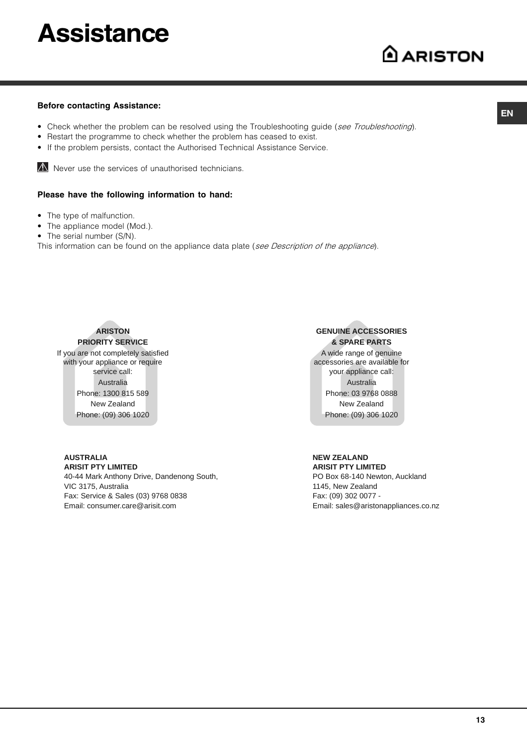# Assistance

ARISTON

EN

**Before contacting Assistance:**

- Check whether the problem can be resolved using the Troubleshooting guide (*see Troubleshooting*).
- Restart the programme to check whether the problem has ceased to exist.
- If the problem persists, contact the Authorised Technical Assistance Service.

⚠ Never use the services of unauthorised technicians.

**Please have the following information to hand:**

- The type of malfunction.
- The appliance model (Mod.).
- The serial number (S/N).

This information can be found on the appliance data plate (*see Description of the appliance*).

**ARISTON**
**PRIORITY SERVICE**
If you are not completely satisfied with your appliance or require service call:
Australia
Phone: 1300 815 589
New Zealand
Phone: (09) 306 1020

**GENUINE ACCESSORIES**
**& SPARE PARTS**
A wide range of genuine accessories are available for your appliance call:
Australia
Phone: 03 9768 0888
New Zealand
Phone: (09) 306 1020

**AUSTRALIA**
**ARISIT PTY LIMITED**
40-44 Mark Anthony Drive, Dandenong South,
VIC 3175, Australia
Fax: Service & Sales (03) 9768 0838
Email: consumer.care@arisit.com

**NEW ZEALAND**
**ARISIT PTY LIMITED**
PO Box 68-140 Newton, Auckland
1145, New Zealand
Fax: (09) 302 0077 -
Email: sales@aristonappliances.co.nz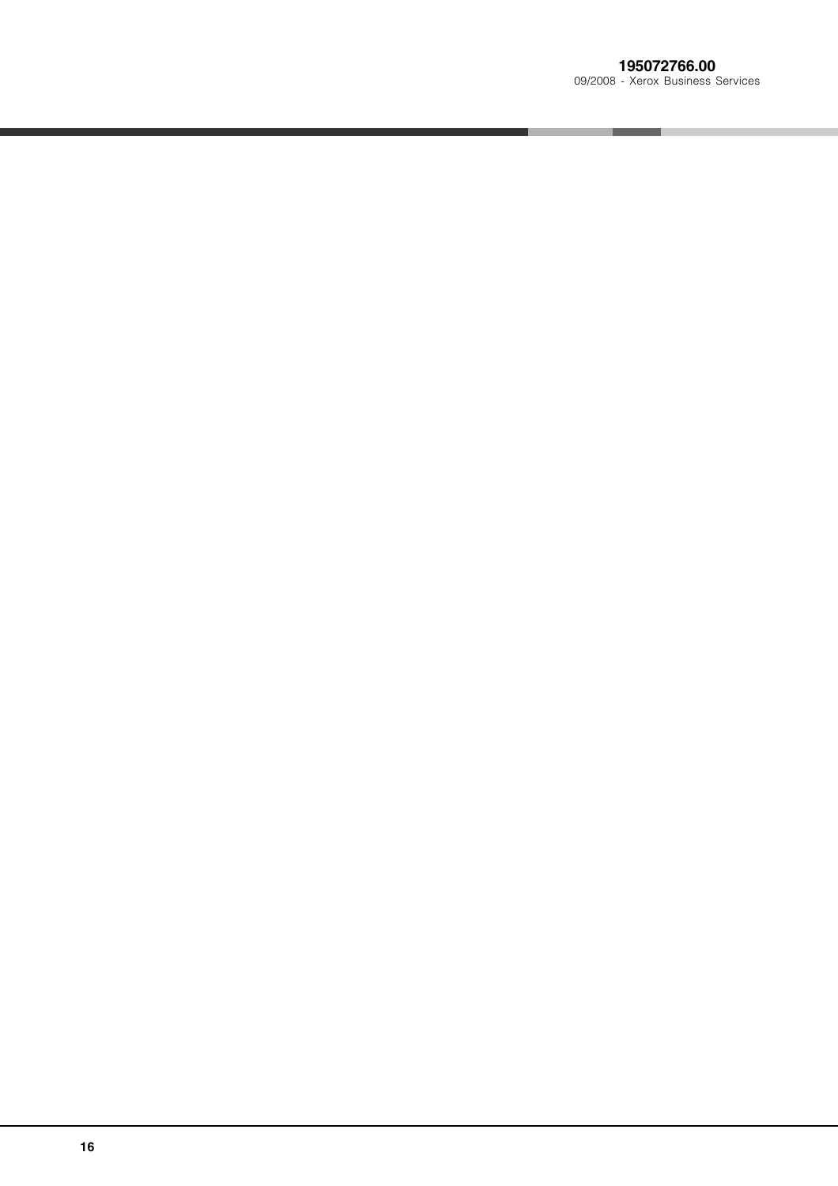**195072766.00**
09/2008 - Xerox Business Services